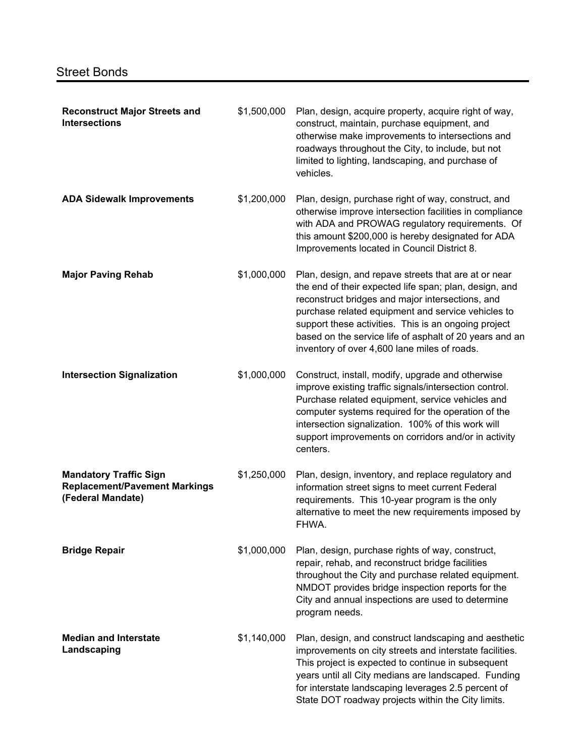# Street Bonds

| | | |
|---|---|---|
| **Reconstruct Major Streets and Intersections** | $1,500,000 | Plan, design, acquire property, acquire right of way, construct, maintain, purchase equipment, and otherwise make improvements to intersections and roadways throughout the City, to include, but not limited to lighting, landscaping, and purchase of vehicles. |
| **ADA Sidewalk Improvements** | $1,200,000 | Plan, design, purchase right of way, construct, and otherwise improve intersection facilities in compliance with ADA and PROWAG regulatory requirements. Of this amount $200,000 is hereby designated for ADA Improvements located in Council District 8. |
| **Major Paving Rehab** | $1,000,000 | Plan, design, and repave streets that are at or near the end of their expected life span; plan, design, and reconstruct bridges and major intersections, and purchase related equipment and service vehicles to support these activities. This is an ongoing project based on the service life of asphalt of 20 years and an inventory of over 4,600 lane miles of roads. |
| **Intersection Signalization** | $1,000,000 | Construct, install, modify, upgrade and otherwise improve existing traffic signals/intersection control. Purchase related equipment, service vehicles and computer systems required for the operation of the intersection signalization. 100% of this work will support improvements on corridors and/or in activity centers. |
| **Mandatory Traffic Sign Replacement/Pavement Markings (Federal Mandate)** | $1,250,000 | Plan, design, inventory, and replace regulatory and information street signs to meet current Federal requirements. This 10-year program is the only alternative to meet the new requirements imposed by FHWA. |
| **Bridge Repair** | $1,000,000 | Plan, design, purchase rights of way, construct, repair, rehab, and reconstruct bridge facilities throughout the City and purchase related equipment. NMDOT provides bridge inspection reports for the City and annual inspections are used to determine program needs. |
| **Median and Interstate Landscaping** | $1,140,000 | Plan, design, and construct landscaping and aesthetic improvements on city streets and interstate facilities. This project is expected to continue in subsequent years until all City medians are landscaped. Funding for interstate landscaping leverages 2.5 percent of State DOT roadway projects within the City limits. |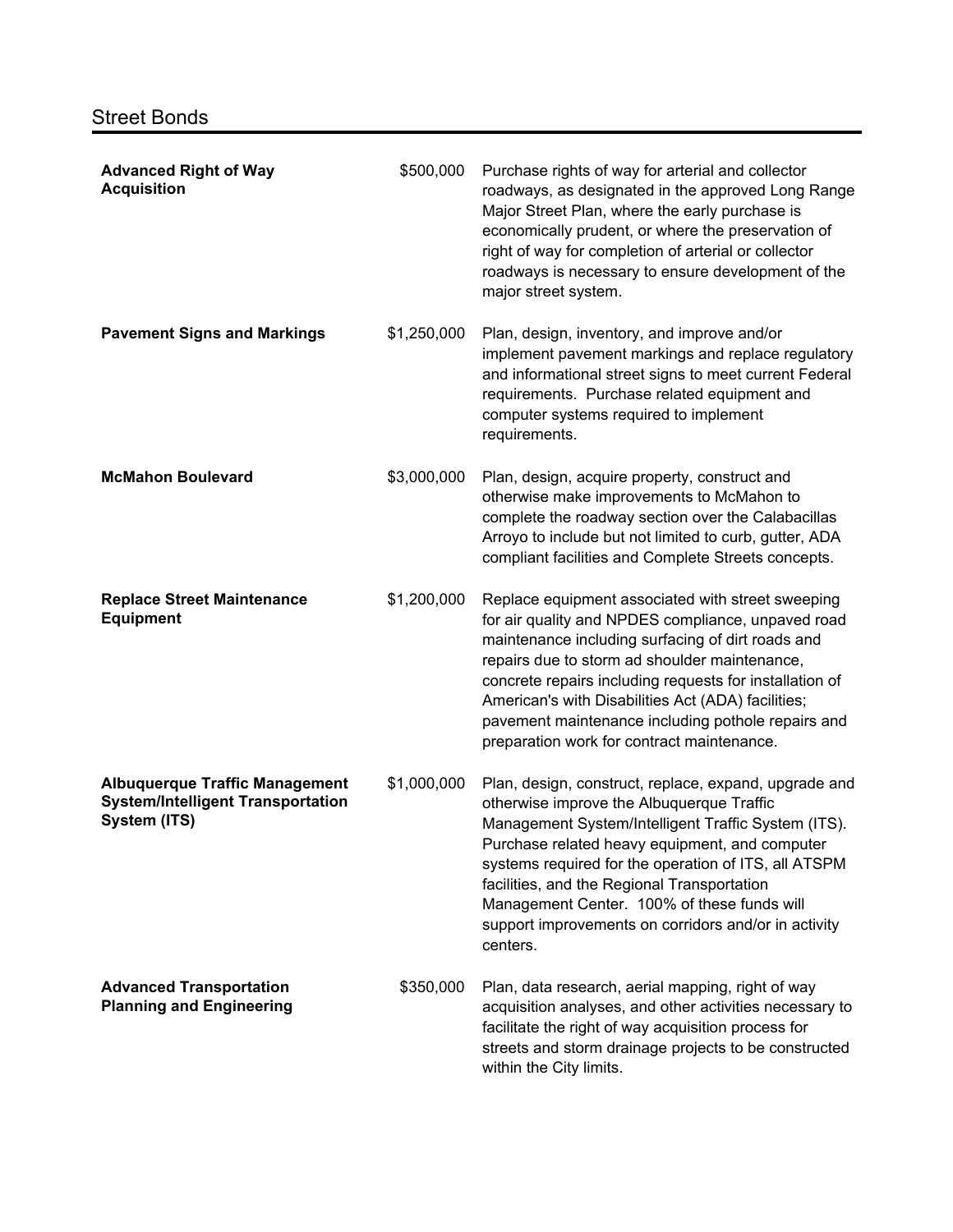## Street Bonds

| Project | Amount | Description |
| --- | --- | --- |
| **Advanced Right of Way Acquisition** | $500,000 | Purchase rights of way for arterial and collector roadways, as designated in the approved Long Range Major Street Plan, where the early purchase is economically prudent, or where the preservation of right of way for completion of arterial or collector roadways is necessary to ensure development of the major street system. |
| **Pavement Signs and Markings** | $1,250,000 | Plan, design, inventory, and improve and/or implement pavement markings and replace regulatory and informational street signs to meet current Federal requirements. Purchase related equipment and computer systems required to implement requirements. |
| **McMahon Boulevard** | $3,000,000 | Plan, design, acquire property, construct and otherwise make improvements to McMahon to complete the roadway section over the Calabacillas Arroyo to include but not limited to curb, gutter, ADA compliant facilities and Complete Streets concepts. |
| **Replace Street Maintenance Equipment** | $1,200,000 | Replace equipment associated with street sweeping for air quality and NPDES compliance, unpaved road maintenance including surfacing of dirt roads and repairs due to storm ad shoulder maintenance, concrete repairs including requests for installation of American's with Disabilities Act (ADA) facilities; pavement maintenance including pothole repairs and preparation work for contract maintenance. |
| **Albuquerque Traffic Management System/Intelligent Transportation System (ITS)** | $1,000,000 | Plan, design, construct, replace, expand, upgrade and otherwise improve the Albuquerque Traffic Management System/Intelligent Traffic System (ITS). Purchase related heavy equipment, and computer systems required for the operation of ITS, all ATSPM facilities, and the Regional Transportation Management Center. 100% of these funds will support improvements on corridors and/or in activity centers. |
| **Advanced Transportation Planning and Engineering** | $350,000 | Plan, data research, aerial mapping, right of way acquisition analyses, and other activities necessary to facilitate the right of way acquisition process for streets and storm drainage projects to be constructed within the City limits. |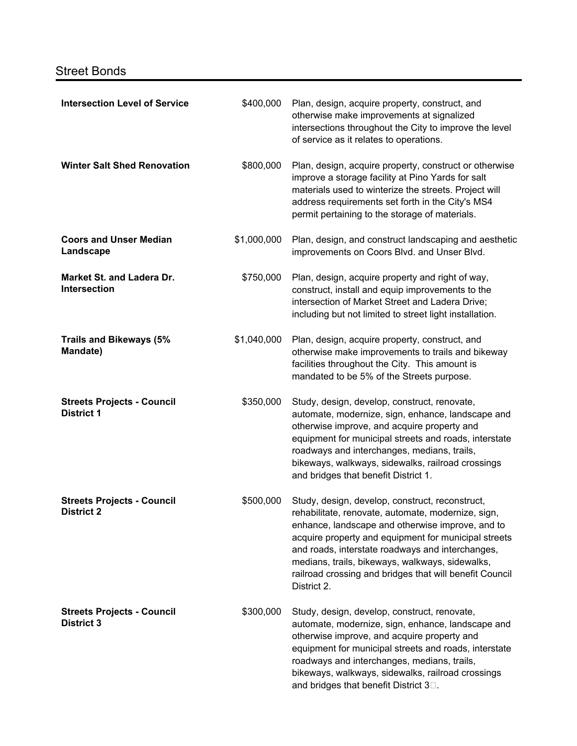## Street Bonds

| | | |
|---|---|---|
| **Intersection Level of Service** | $400,000 | Plan, design, acquire property, construct, and otherwise make improvements at signalized intersections throughout the City to improve the level of service as it relates to operations. |
| **Winter Salt Shed Renovation** | $800,000 | Plan, design, acquire property, construct or otherwise improve a storage facility at Pino Yards for salt materials used to winterize the streets. Project will address requirements set forth in the City's MS4 permit pertaining to the storage of materials. |
| **Coors and Unser Median Landscape** | $1,000,000 | Plan, design, and construct landscaping and aesthetic improvements on Coors Blvd. and Unser Blvd. |
| **Market St. and Ladera Dr. Intersection** | $750,000 | Plan, design, acquire property and right of way, construct, install and equip improvements to the intersection of Market Street and Ladera Drive; including but not limited to street light installation. |
| **Trails and Bikeways (5% Mandate)** | $1,040,000 | Plan, design, acquire property, construct, and otherwise make improvements to trails and bikeway facilities throughout the City. This amount is mandated to be 5% of the Streets purpose. |
| **Streets Projects - Council District 1** | $350,000 | Study, design, develop, construct, renovate, automate, modernize, sign, enhance, landscape and otherwise improve, and acquire property and equipment for municipal streets and roads, interstate roadways and interchanges, medians, trails, bikeways, walkways, sidewalks, railroad crossings and bridges that benefit District 1. |
| **Streets Projects - Council District 2** | $500,000 | Study, design, develop, construct, reconstruct, rehabilitate, renovate, automate, modernize, sign, enhance, landscape and otherwise improve, and to acquire property and equipment for municipal streets and roads, interstate roadways and interchanges, medians, trails, bikeways, walkways, sidewalks, railroad crossing and bridges that will benefit Council District 2. |
| **Streets Projects - Council District 3** | $300,000 | Study, design, develop, construct, renovate, automate, modernize, sign, enhance, landscape and otherwise improve, and acquire property and equipment for municipal streets and roads, interstate roadways and interchanges, medians, trails, bikeways, walkways, sidewalks, railroad crossings and bridges that benefit District 3. |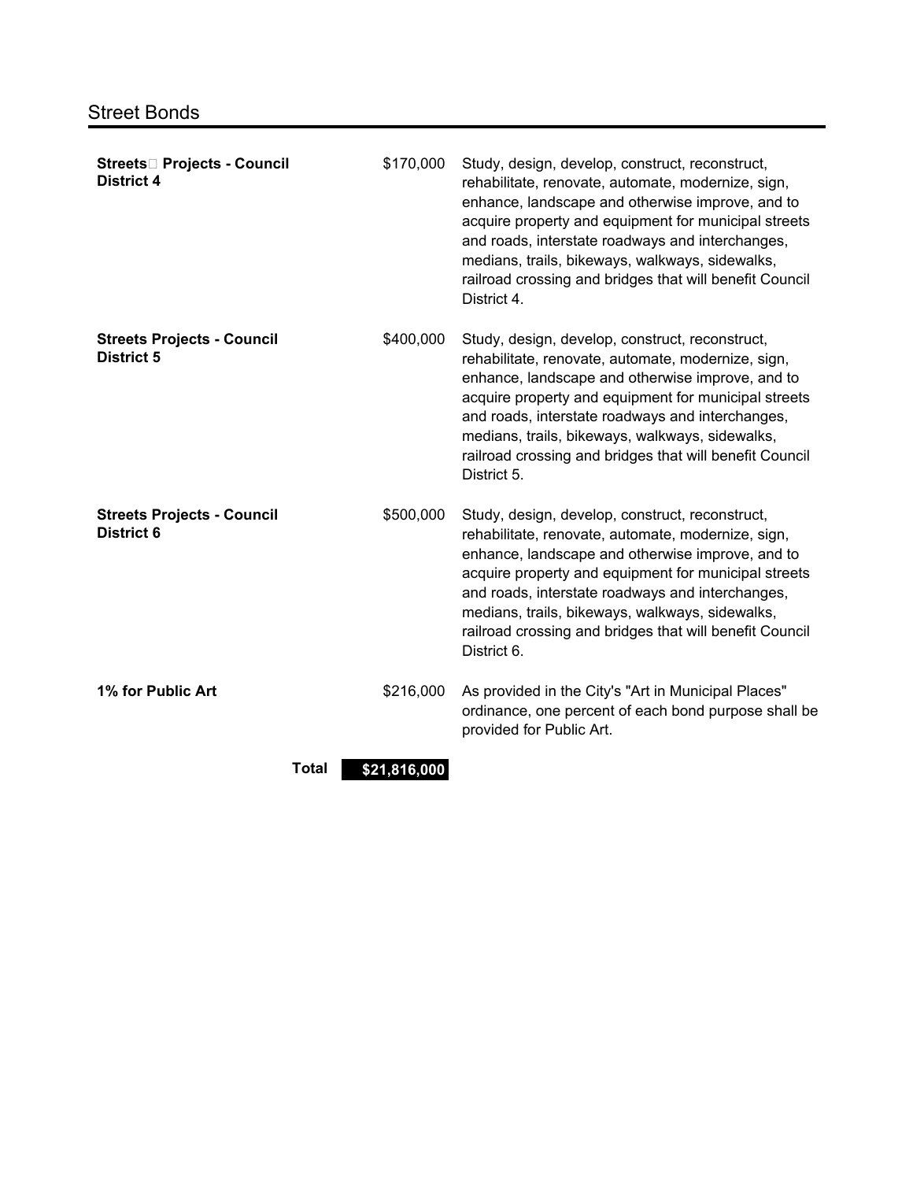## Street Bonds

| | | |
|---|---|---|
| **Streets Projects - Council District 4** | $170,000 | Study, design, develop, construct, reconstruct, rehabilitate, renovate, automate, modernize, sign, enhance, landscape and otherwise improve, and to acquire property and equipment for municipal streets and roads, interstate roadways and interchanges, medians, trails, bikeways, walkways, sidewalks, railroad crossing and bridges that will benefit Council District 4. |
| **Streets Projects - Council District 5** | $400,000 | Study, design, develop, construct, reconstruct, rehabilitate, renovate, automate, modernize, sign, enhance, landscape and otherwise improve, and to acquire property and equipment for municipal streets and roads, interstate roadways and interchanges, medians, trails, bikeways, walkways, sidewalks, railroad crossing and bridges that will benefit Council District 5. |
| **Streets Projects - Council District 6** | $500,000 | Study, design, develop, construct, reconstruct, rehabilitate, renovate, automate, modernize, sign, enhance, landscape and otherwise improve, and to acquire property and equipment for municipal streets and roads, interstate roadways and interchanges, medians, trails, bikeways, walkways, sidewalks, railroad crossing and bridges that will benefit Council District 6. |
| **1% for Public Art** | $216,000 | As provided in the City's "Art in Municipal Places" ordinance, one percent of each bond purpose shall be provided for Public Art. |
| **Total** | **$21,816,000** | |